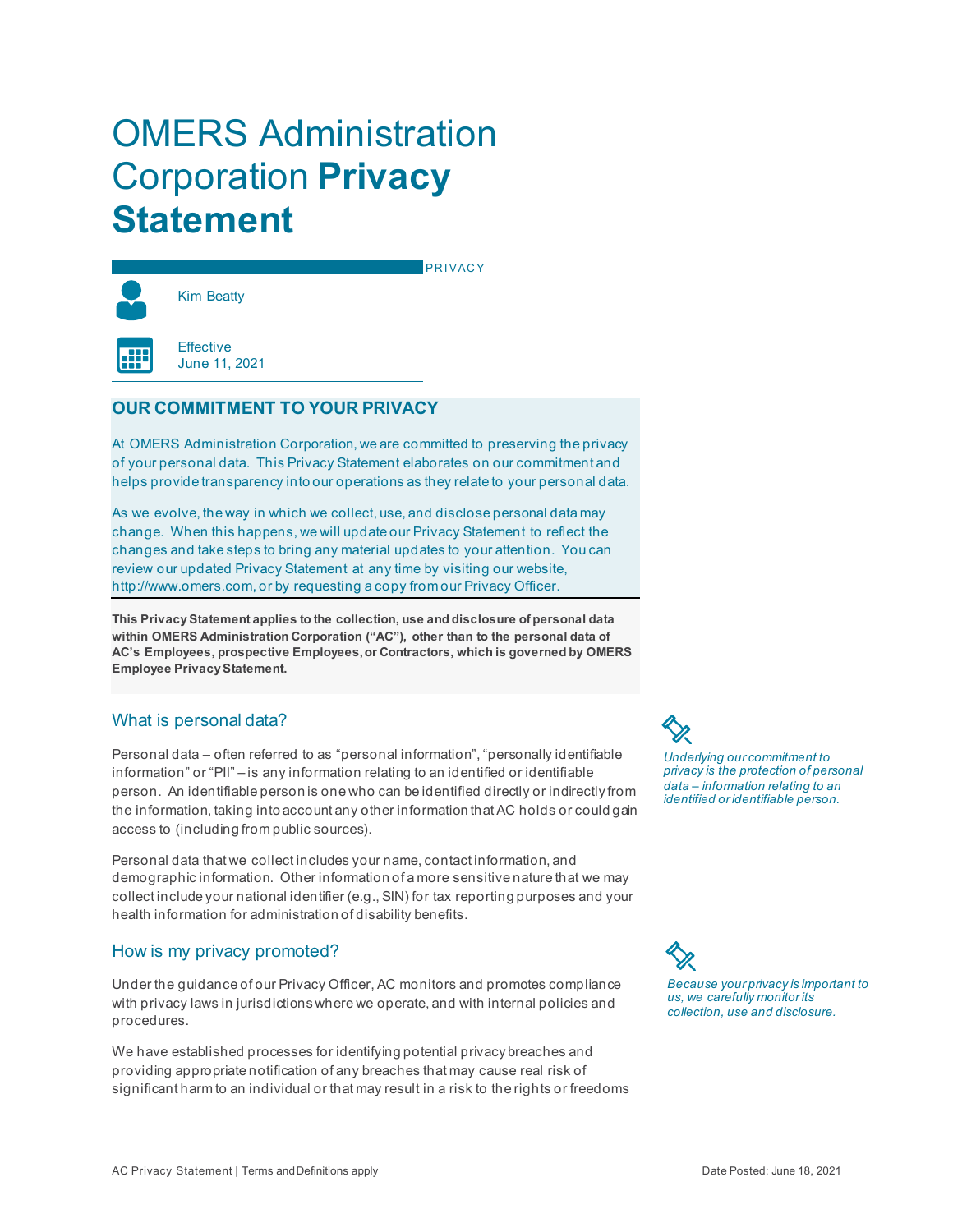# OMERS Administration Corporation **Privacy Statement**

PRIVACY

Kim Beatty

Effective
June 11, 2021

## OUR COMMITMENT TO YOUR PRIVACY

At OMERS Administration Corporation, we are committed to preserving the privacy of your personal data. This Privacy Statement elaborates on our commitment and helps provide transparency into our operations as they relate to your personal data.

As we evolve, the way in which we collect, use, and disclose personal data may change. When this happens, we will update our Privacy Statement to reflect the changes and take steps to bring any material updates to your attention. You can review our updated Privacy Statement at any time by visiting our website, http://www.omers.com, or by requesting a copy from our Privacy Officer.

**This Privacy Statement applies to the collection, use and disclosure of personal data within OMERS Administration Corporation ("AC"), other than to the personal data of AC's Employees, prospective Employees, or Contractors, which is governed by OMERS Employee Privacy Statement.**

## What is personal data?

*Underlying our commitment to privacy is the protection of personal data – information relating to an identified or identifiable person.*

Personal data – often referred to as "personal information", "personally identifiable information" or "PII" – is any information relating to an identified or identifiable person. An identifiable person is one who can be identified directly or indirectly from the information, taking into account any other information that AC holds or could gain access to (including from public sources).

Personal data that we collect includes your name, contact information, and demographic information. Other information of a more sensitive nature that we may collect include your national identifier (e.g., SIN) for tax reporting purposes and your health information for administration of disability benefits.

## How is my privacy promoted?

*Because your privacy is important to us, we carefully monitor its collection, use and disclosure.*

Under the guidance of our Privacy Officer, AC monitors and promotes compliance with privacy laws in jurisdictions where we operate, and with internal policies and procedures.

We have established processes for identifying potential privacy breaches and providing appropriate notification of any breaches that may cause real risk of significant harm to an individual or that may result in a risk to the rights or freedoms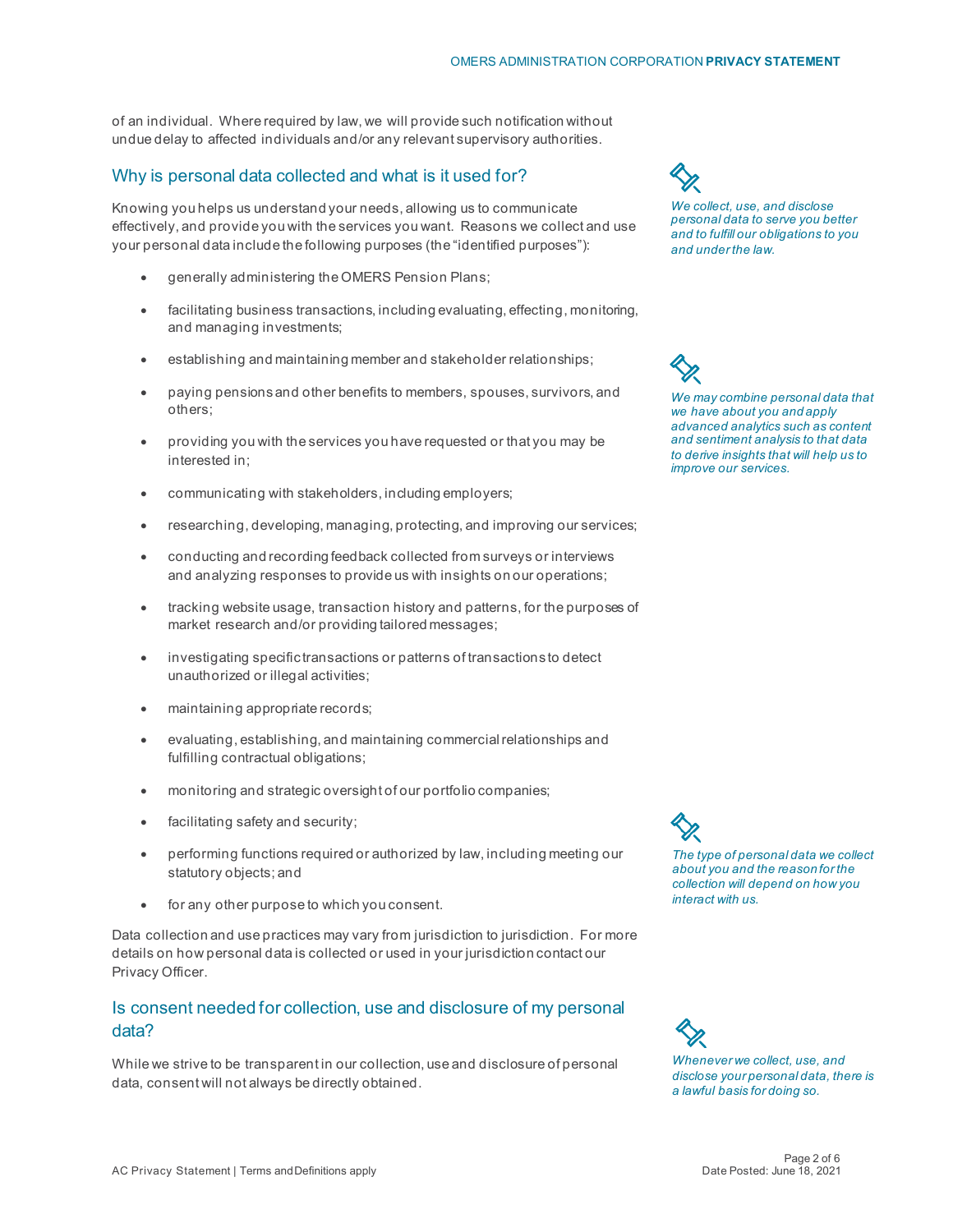of an individual. Where required by law, we will provide such notification without undue delay to affected individuals and/or any relevant supervisory authorities.

## Why is personal data collected and what is it used for?

*We collect, use, and disclose personal data to serve you better and to fulfill our obligations to you and under the law.*

Knowing you helps us understand your needs, allowing us to communicate effectively, and provide you with the services you want. Reasons we collect and use your personal data include the following purposes (the "identified purposes"):

- generally administering the OMERS Pension Plans;
- facilitating business transactions, including evaluating, effecting, monitoring, and managing investments;
- establishing and maintaining member and stakeholder relationships;
- paying pensions and other benefits to members, spouses, survivors, and others;
- providing you with the services you have requested or that you may be interested in;
- communicating with stakeholders, including employers;
- researching, developing, managing, protecting, and improving our services;
- conducting and recording feedback collected from surveys or interviews and analyzing responses to provide us with insights on our operations;
- tracking website usage, transaction history and patterns, for the purposes of market research and/or providing tailored messages;
- investigating specific transactions or patterns of transactions to detect unauthorized or illegal activities;
- maintaining appropriate records;
- evaluating, establishing, and maintaining commercial relationships and fulfilling contractual obligations;
- monitoring and strategic oversight of our portfolio companies;
- facilitating safety and security;
- performing functions required or authorized by law, including meeting our statutory objects; and
- for any other purpose to which you consent.

*We may combine personal data that we have about you and apply advanced analytics such as content and sentiment analysis to that data to derive insights that will help us to improve our services.*

*The type of personal data we collect about you and the reason for the collection will depend on how you interact with us.*

Data collection and use practices may vary from jurisdiction to jurisdiction. For more details on how personal data is collected or used in your jurisdiction contact our Privacy Officer.

## Is consent needed for collection, use and disclosure of my personal data?

*Whenever we collect, use, and disclose your personal data, there is a lawful basis for doing so.*

While we strive to be transparent in our collection, use and disclosure of personal data, consent will not always be directly obtained.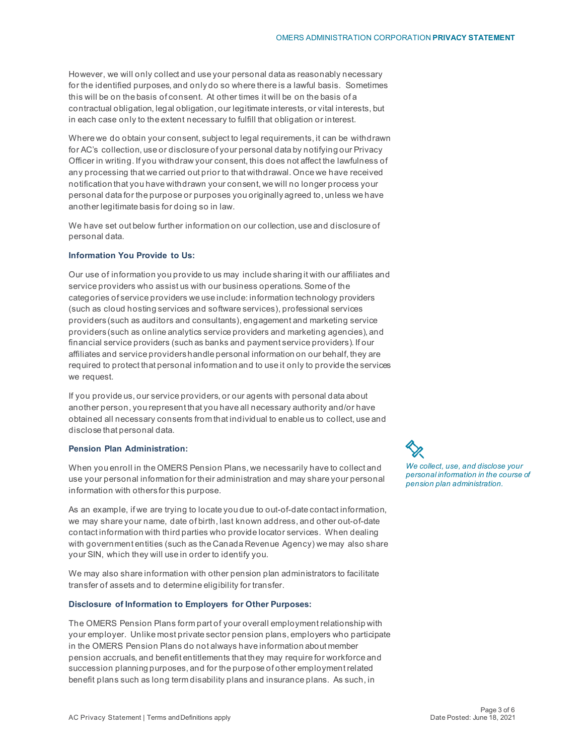However, we will only collect and use your personal data as reasonably necessary for the identified purposes, and only do so where there is a lawful basis. Sometimes this will be on the basis of consent. At other times it will be on the basis of a contractual obligation, legal obligation, our legitimate interests, or vital interests, but in each case only to the extent necessary to fulfill that obligation or interest.

Where we do obtain your consent, subject to legal requirements, it can be withdrawn for AC's collection, use or disclosure of your personal data by notifying our Privacy Officer in writing. If you withdraw your consent, this does not affect the lawfulness of any processing that we carried out prior to that withdrawal. Once we have received notification that you have withdrawn your consent, we will no longer process your personal data for the purpose or purposes you originally agreed to, unless we have another legitimate basis for doing so in law.

We have set out below further information on our collection, use and disclosure of personal data.

**Information You Provide to Us:**

Our use of information you provide to us may include sharing it with our affiliates and service providers who assist us with our business operations. Some of the categories of service providers we use include: information technology providers (such as cloud hosting services and software services), professional services providers (such as auditors and consultants), engagement and marketing service providers (such as online analytics service providers and marketing agencies), and financial service providers (such as banks and payment service providers). If our affiliates and service providers handle personal information on our behalf, they are required to protect that personal information and to use it only to provide the services we request.

If you provide us, our service providers, or our agents with personal data about another person, you represent that you have all necessary authority and/or have obtained all necessary consents from that individual to enable us to collect, use and disclose that personal data.

**Pension Plan Administration:**

*We collect, use, and disclose your personal information in the course of pension plan administration.*

When you enroll in the OMERS Pension Plans, we necessarily have to collect and use your personal information for their administration and may share your personal information with others for this purpose.

As an example, if we are trying to locate you due to out-of-date contact information, we may share your name, date of birth, last known address, and other out-of-date contact information with third parties who provide locator services. When dealing with government entities (such as the Canada Revenue Agency) we may also share your SIN, which they will use in order to identify you.

We may also share information with other pension plan administrators to facilitate transfer of assets and to determine eligibility for transfer.

**Disclosure of Information to Employers for Other Purposes:**

The OMERS Pension Plans form part of your overall employment relationship with your employer. Unlike most private sector pension plans, employers who participate in the OMERS Pension Plans do not always have information about member pension accruals, and benefit entitlements that they may require for workforce and succession planning purposes, and for the purpose of other employment related benefit plans such as long term disability plans and insurance plans. As such, in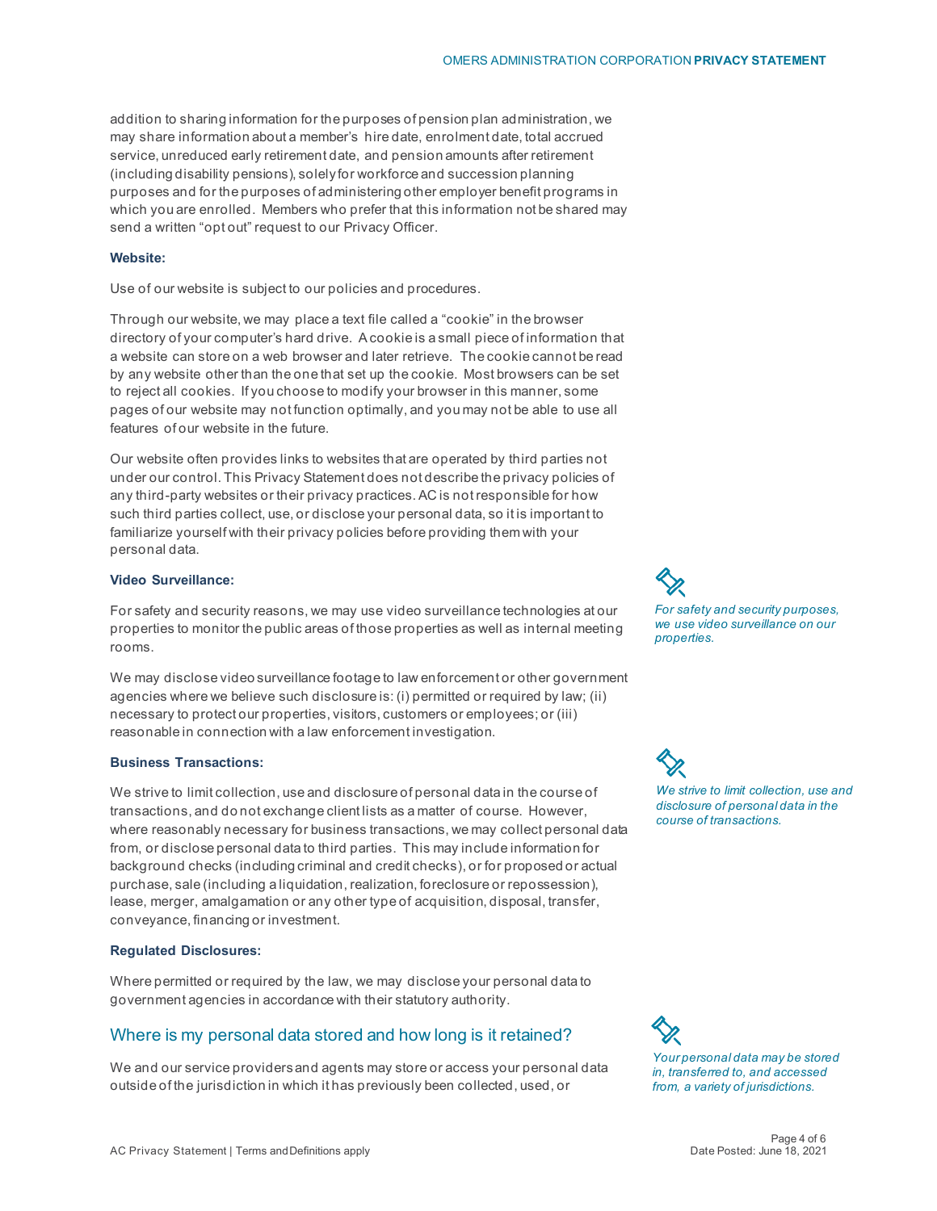addition to sharing information for the purposes of pension plan administration, we may share information about a member's hire date, enrolment date, total accrued service, unreduced early retirement date, and pension amounts after retirement (including disability pensions), solely for workforce and succession planning purposes and for the purposes of administering other employer benefit programs in which you are enrolled. Members who prefer that this information not be shared may send a written "opt out" request to our Privacy Officer.

**Website:**

Use of our website is subject to our policies and procedures.

Through our website, we may place a text file called a "cookie" in the browser directory of your computer's hard drive. A cookie is a small piece of information that a website can store on a web browser and later retrieve. The cookie cannot be read by any website other than the one that set up the cookie. Most browsers can be set to reject all cookies. If you choose to modify your browser in this manner, some pages of our website may not function optimally, and you may not be able to use all features of our website in the future.

Our website often provides links to websites that are operated by third parties not under our control. This Privacy Statement does not describe the privacy policies of any third-party websites or their privacy practices. AC is not responsible for how such third parties collect, use, or disclose your personal data, so it is important to familiarize yourself with their privacy policies before providing them with your personal data.

**Video Surveillance:**

*For safety and security purposes, we use video surveillance on our properties.*

For safety and security reasons, we may use video surveillance technologies at our properties to monitor the public areas of those properties as well as internal meeting rooms.

We may disclose video surveillance footage to law enforcement or other government agencies where we believe such disclosure is: (i) permitted or required by law; (ii) necessary to protect our properties, visitors, customers or employees; or (iii) reasonable in connection with a law enforcement investigation.

**Business Transactions:**

*We strive to limit collection, use and disclosure of personal data in the course of transactions.*

We strive to limit collection, use and disclosure of personal data in the course of transactions, and do not exchange client lists as a matter of course. However, where reasonably necessary for business transactions, we may collect personal data from, or disclose personal data to third parties. This may include information for background checks (including criminal and credit checks), or for proposed or actual purchase, sale (including a liquidation, realization, foreclosure or repossession), lease, merger, amalgamation or any other type of acquisition, disposal, transfer, conveyance, financing or investment.

**Regulated Disclosures:**

Where permitted or required by the law, we may disclose your personal data to government agencies in accordance with their statutory authority.

## Where is my personal data stored and how long is it retained?

*Your personal data may be stored in, transferred to, and accessed from, a variety of jurisdictions.*

We and our service providers and agents may store or access your personal data outside of the jurisdiction in which it has previously been collected, used, or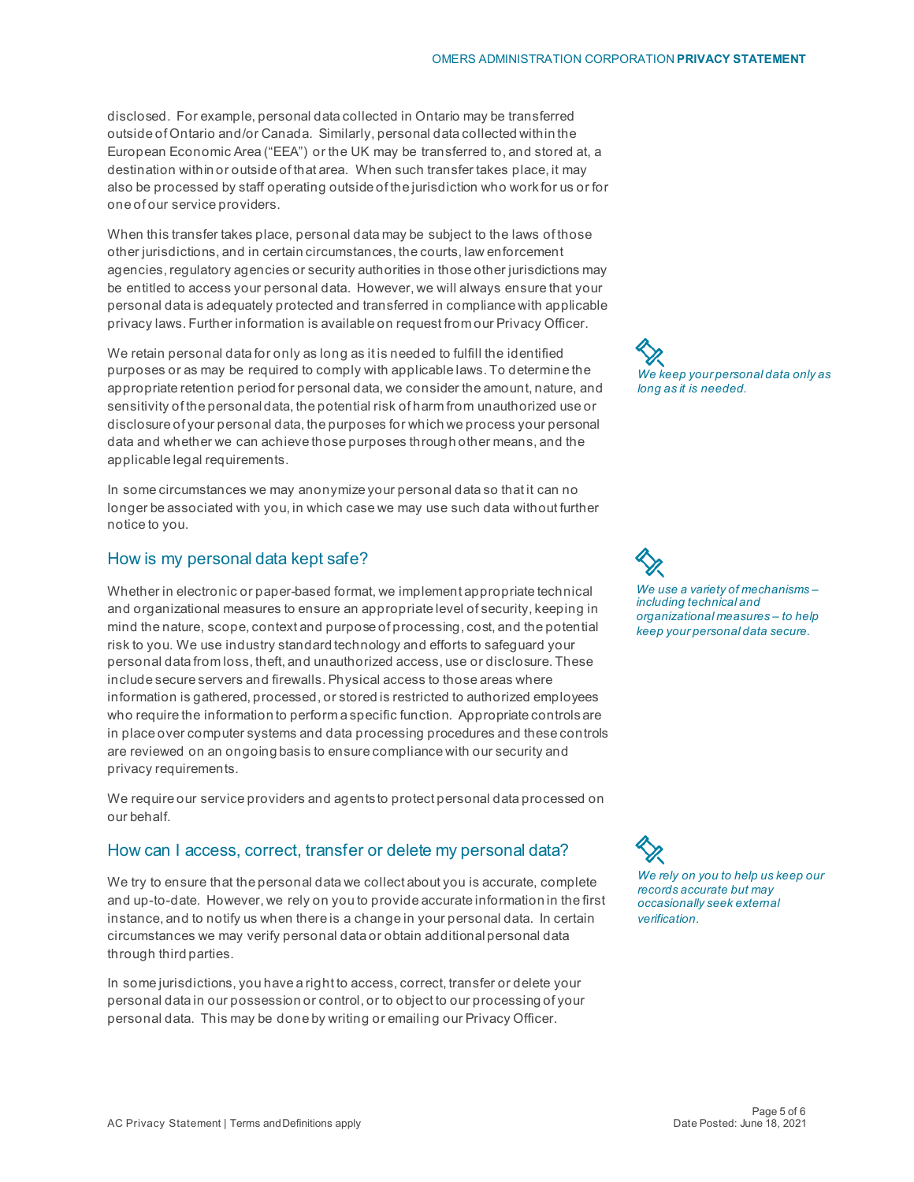disclosed. For example, personal data collected in Ontario may be transferred outside of Ontario and/or Canada. Similarly, personal data collected within the European Economic Area ("EEA") or the UK may be transferred to, and stored at, a destination within or outside of that area. When such transfer takes place, it may also be processed by staff operating outside of the jurisdiction who work for us or for one of our service providers.

When this transfer takes place, personal data may be subject to the laws of those other jurisdictions, and in certain circumstances, the courts, law enforcement agencies, regulatory agencies or security authorities in those other jurisdictions may be entitled to access your personal data. However, we will always ensure that your personal data is adequately protected and transferred in compliance with applicable privacy laws. Further information is available on request from our Privacy Officer.

We retain personal data for only as long as it is needed to fulfill the identified purposes or as may be required to comply with applicable laws. To determine the appropriate retention period for personal data, we consider the amount, nature, and sensitivity of the personal data, the potential risk of harm from unauthorized use or disclosure of your personal data, the purposes for which we process your personal data and whether we can achieve those purposes through other means, and the applicable legal requirements.

*We keep your personal data only as long as it is needed.*

In some circumstances we may anonymize your personal data so that it can no longer be associated with you, in which case we may use such data without further notice to you.

## How is my personal data kept safe?

*We use a variety of mechanisms – including technical and organizational measures – to help keep your personal data secure.*

Whether in electronic or paper-based format, we implement appropriate technical and organizational measures to ensure an appropriate level of security, keeping in mind the nature, scope, context and purpose of processing, cost, and the potential risk to you. We use industry standard technology and efforts to safeguard your personal data from loss, theft, and unauthorized access, use or disclosure. These include secure servers and firewalls. Physical access to those areas where information is gathered, processed, or stored is restricted to authorized employees who require the information to perform a specific function. Appropriate controls are in place over computer systems and data processing procedures and these controls are reviewed on an ongoing basis to ensure compliance with our security and privacy requirements.

We require our service providers and agents to protect personal data processed on our behalf.

## How can I access, correct, transfer or delete my personal data?

*We rely on you to help us keep our records accurate but may occasionally seek external verification.*

We try to ensure that the personal data we collect about you is accurate, complete and up-to-date. However, we rely on you to provide accurate information in the first instance, and to notify us when there is a change in your personal data. In certain circumstances we may verify personal data or obtain additional personal data through third parties.

In some jurisdictions, you have a right to access, correct, transfer or delete your personal data in our possession or control, or to object to our processing of your personal data. This may be done by writing or emailing our Privacy Officer.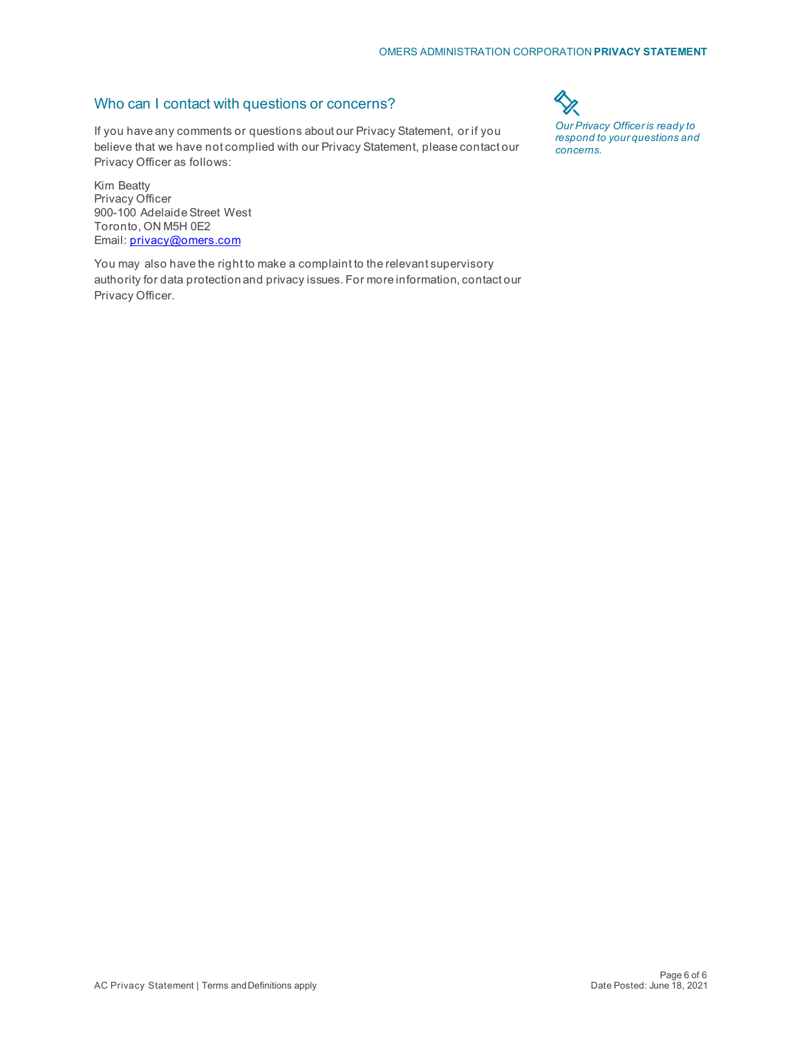## Who can I contact with questions or concerns?

*Our Privacy Officer is ready to respond to your questions and concerns.*

If you have any comments or questions about our Privacy Statement, or if you believe that we have not complied with our Privacy Statement, please contact our Privacy Officer as follows:

Kim Beatty
Privacy Officer
900-100 Adelaide Street West
Toronto, ON M5H 0E2
Email: privacy@omers.com

You may also have the right to make a complaint to the relevant supervisory authority for data protection and privacy issues. For more information, contact our Privacy Officer.